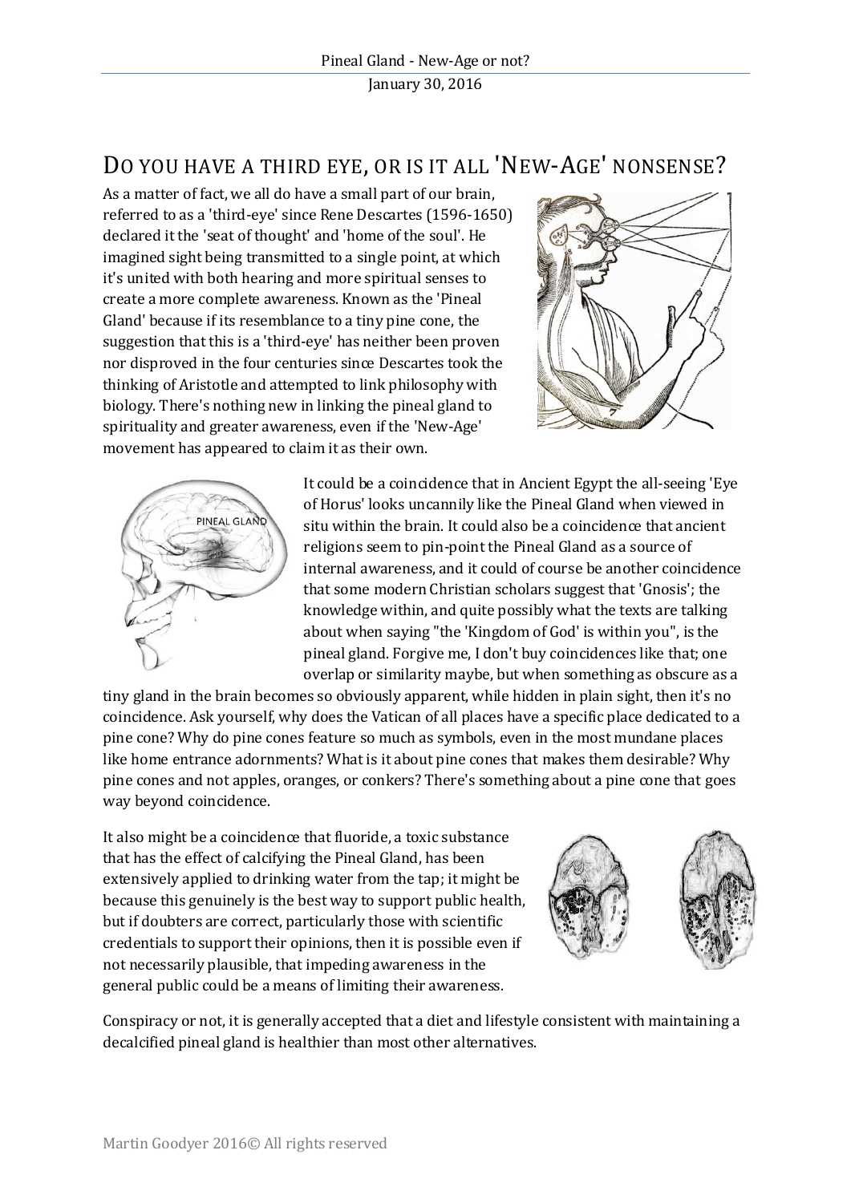# Do you have a third eye, or is it all 'New-Age' nonsense?

As a matter of fact, we all do have a small part of our brain, referred to as a 'third-eye' since Rene Descartes (1596-1650) declared it the 'seat of thought' and 'home of the soul'. He imagined sight being transmitted to a single point, at which it's united with both hearing and more spiritual senses to create a more complete awareness. Known as the 'Pineal Gland' because if its resemblance to a tiny pine cone, the suggestion that this is a 'third-eye' has neither been proven nor disproved in the four centuries since Descartes took the thinking of Aristotle and attempted to link philosophy with biology. There's nothing new in linking the pineal gland to spirituality and greater awareness, even if the 'New-Age' movement has appeared to claim it as their own.

It could be a coincidence that in Ancient Egypt the all-seeing 'Eye of Horus' looks uncannily like the Pineal Gland when viewed in situ within the brain. It could also be a coincidence that ancient religions seem to pin-point the Pineal Gland as a source of internal awareness, and it could of course be another coincidence that some modern Christian scholars suggest that 'Gnosis'; the knowledge within, and quite possibly what the texts are talking about when saying "the 'Kingdom of God' is within you", is the pineal gland. Forgive me, I don't buy coincidences like that; one overlap or similarity maybe, but when something as obscure as a tiny gland in the brain becomes so obviously apparent, while hidden in plain sight, then it's no coincidence. Ask yourself, why does the Vatican of all places have a specific place dedicated to a pine cone? Why do pine cones feature so much as symbols, even in the most mundane places like home entrance adornments? What is it about pine cones that makes them desirable? Why pine cones and not apples, oranges, or conkers? There's something about a pine cone that goes way beyond coincidence.

It also might be a coincidence that fluoride, a toxic substance that has the effect of calcifying the Pineal Gland, has been extensively applied to drinking water from the tap; it might be because this genuinely is the best way to support public health, but if doubters are correct, particularly those with scientific credentials to support their opinions, then it is possible even if not necessarily plausible, that impeding awareness in the general public could be a means of limiting their awareness.

Conspiracy or not, it is generally accepted that a diet and lifestyle consistent with maintaining a decalcified pineal gland is healthier than most other alternatives.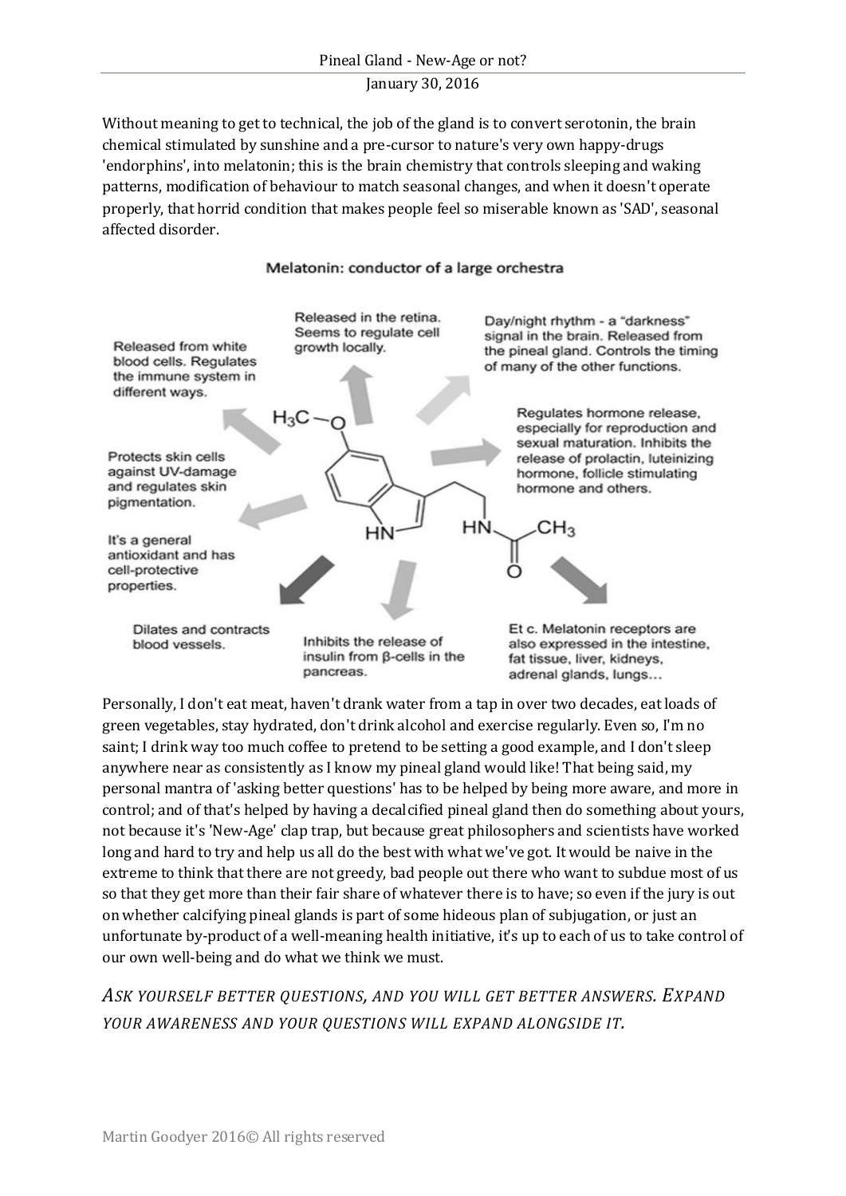Without meaning to get to technical, the job of the gland is to convert serotonin, the brain chemical stimulated by sunshine and a pre-cursor to nature's very own happy-drugs 'endorphins', into melatonin; this is the brain chemistry that controls sleeping and waking patterns, modification of behaviour to match seasonal changes, and when it doesn't operate properly, that horrid condition that makes people feel so miserable known as 'SAD', seasonal affected disorder.

Melatonin: conductor of a large orchestra

Released from white blood cells. Regulates the immune system in different ways.

Released in the retina. Seems to regulate cell growth locally.

Day/night rhythm - a "darkness" signal in the brain. Released from the pineal gland. Controls the timing of many of the other functions.

Regulates hormone release, especially for reproduction and sexual maturation. Inhibits the release of prolactin, luteinizing hormone, follicle stimulating hormone and others.

Protects skin cells against UV-damage and regulates skin pigmentation.

It's a general antioxidant and has cell-protective properties.

Dilates and contracts blood vessels.

Inhibits the release of insulin from β-cells in the pancreas.

Et c. Melatonin receptors are also expressed in the intestine, fat tissue, liver, kidneys, adrenal glands, lungs…

Personally, I don't eat meat, haven't drank water from a tap in over two decades, eat loads of green vegetables, stay hydrated, don't drink alcohol and exercise regularly. Even so, I'm no saint; I drink way too much coffee to pretend to be setting a good example, and I don't sleep anywhere near as consistently as I know my pineal gland would like! That being said, my personal mantra of 'asking better questions' has to be helped by being more aware, and more in control; and of that's helped by having a decalcified pineal gland then do something about yours, not because it's 'New-Age' clap trap, but because great philosophers and scientists have worked long and hard to try and help us all do the best with what we've got. It would be naive in the extreme to think that there are not greedy, bad people out there who want to subdue most of us so that they get more than their fair share of whatever there is to have; so even if the jury is out on whether calcifying pineal glands is part of some hideous plan of subjugation, or just an unfortunate by-product of a well-meaning health initiative, it's up to each of us to take control of our own well-being and do what we think we must.

*ASK YOURSELF BETTER QUESTIONS, AND YOU WILL GET BETTER ANSWERS. EXPAND YOUR AWARENESS AND YOUR QUESTIONS WILL EXPAND ALONGSIDE IT.*

Martin Goodyer 2016© All rights reserved